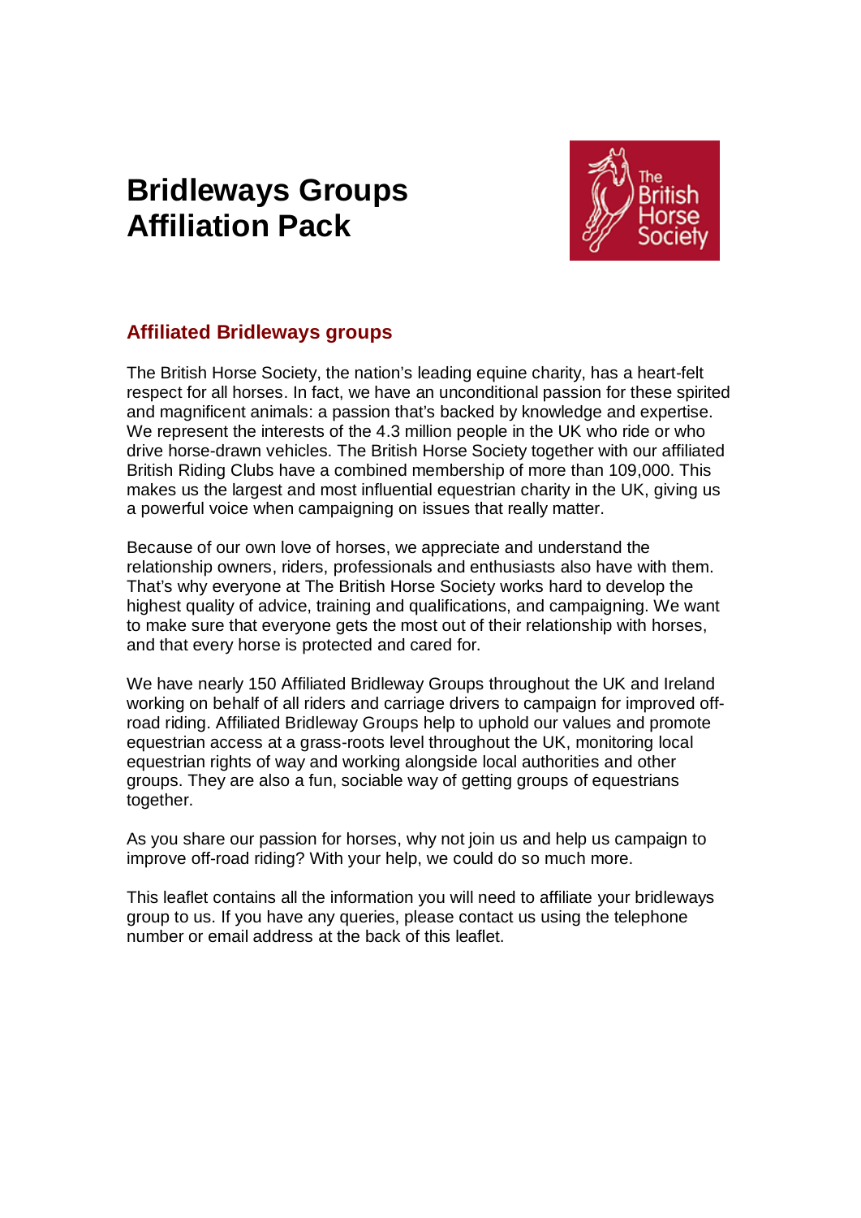# Bridleways Groups Affiliation Pack

## Affiliated Bridleways groups

The British Horse Society, the nation's leading equine charity, has a heart-felt respect for all horses. In fact, we have an unconditional passion for these spirited and magnificent animals: a passion that's backed by knowledge and expertise. We represent the interests of the 4.3 million people in the UK who ride or who drive horse-drawn vehicles. The British Horse Society together with our affiliated British Riding Clubs have a combined membership of more than 109,000. This makes us the largest and most influential equestrian charity in the UK, giving us a powerful voice when campaigning on issues that really matter.

Because of our own love of horses, we appreciate and understand the relationship owners, riders, professionals and enthusiasts also have with them. That's why everyone at The British Horse Society works hard to develop the highest quality of advice, training and qualifications, and campaigning. We want to make sure that everyone gets the most out of their relationship with horses, and that every horse is protected and cared for.

We have nearly 150 Affiliated Bridleway Groups throughout the UK and Ireland working on behalf of all riders and carriage drivers to campaign for improved off-road riding. Affiliated Bridleway Groups help to uphold our values and promote equestrian access at a grass-roots level throughout the UK, monitoring local equestrian rights of way and working alongside local authorities and other groups. They are also a fun, sociable way of getting groups of equestrians together.

As you share our passion for horses, why not join us and help us campaign to improve off-road riding? With your help, we could do so much more.

This leaflet contains all the information you will need to affiliate your bridleways group to us. If you have any queries, please contact us using the telephone number or email address at the back of this leaflet.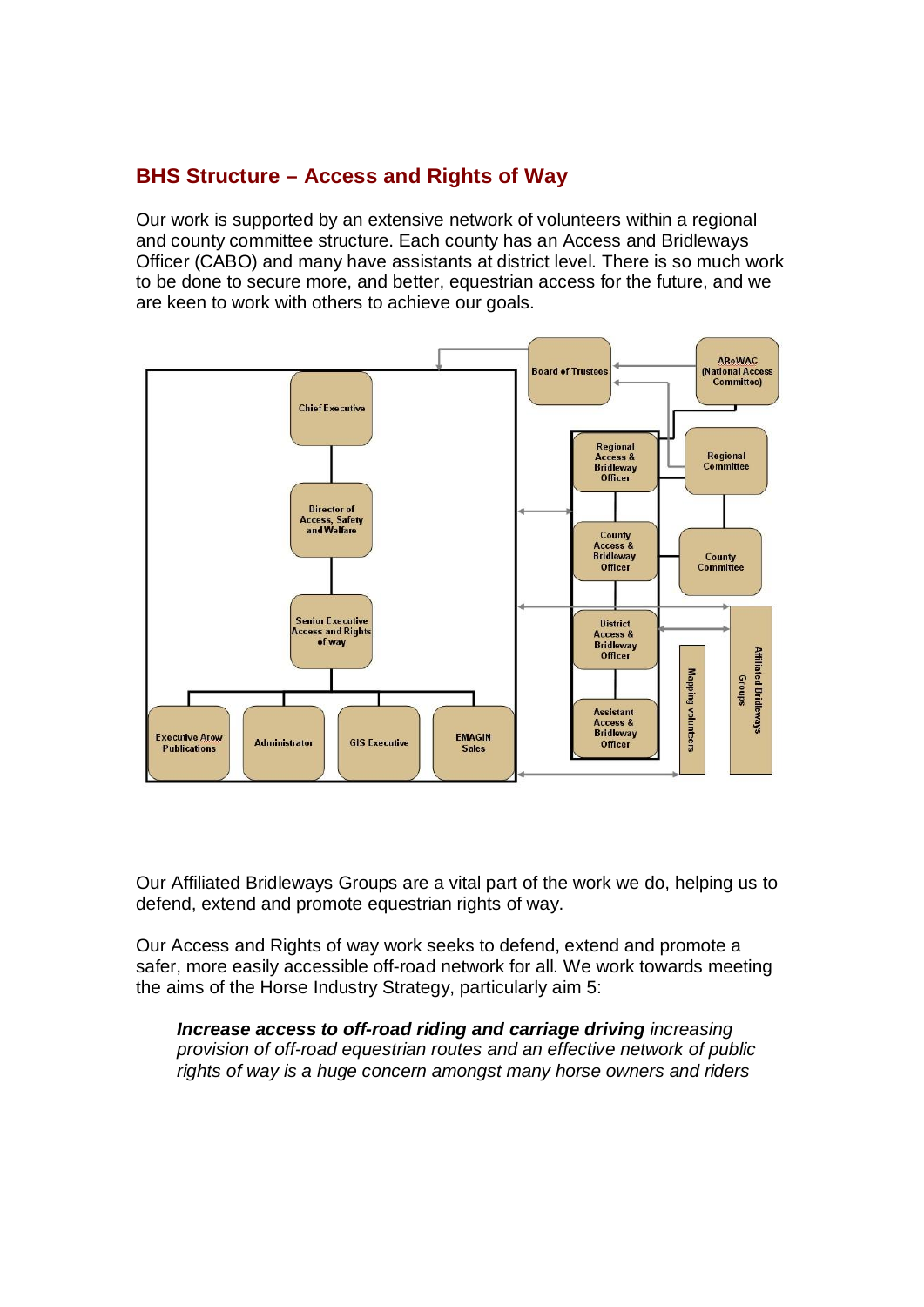## BHS Structure – Access and Rights of Way

Our work is supported by an extensive network of volunteers within a regional and county committee structure. Each county has an Access and Bridleways Officer (CABO) and many have assistants at district level. There is so much work to be done to secure more, and better, equestrian access for the future, and we are keen to work with others to achieve our goals.

Board of Trustees

ARoWAC (National Access Committee)

Chief Executive

Director of Access, Safety and Welfare

Senior Executive Access and Rights of way

Executive Arow Publications

Administrator

GIS Executive

EMAGIN Sales

Regional Access & Bridleway Officer

County Access & Bridleway Officer

District Access & Bridleway Officer

Assistant Access & Bridleway Officer

Regional Committee

County Committee

Mapping volunteers

Affiliated Bridleways Groups

Our Affiliated Bridleways Groups are a vital part of the work we do, helping us to defend, extend and promote equestrian rights of way.

Our Access and Rights of way work seeks to defend, extend and promote a safer, more easily accessible off-road network for all. We work towards meeting the aims of the Horse Industry Strategy, particularly aim 5:

> ***Increase access to off-road riding and carriage driving*** *increasing provision of off-road equestrian routes and an effective network of public rights of way is a huge concern amongst many horse owners and riders*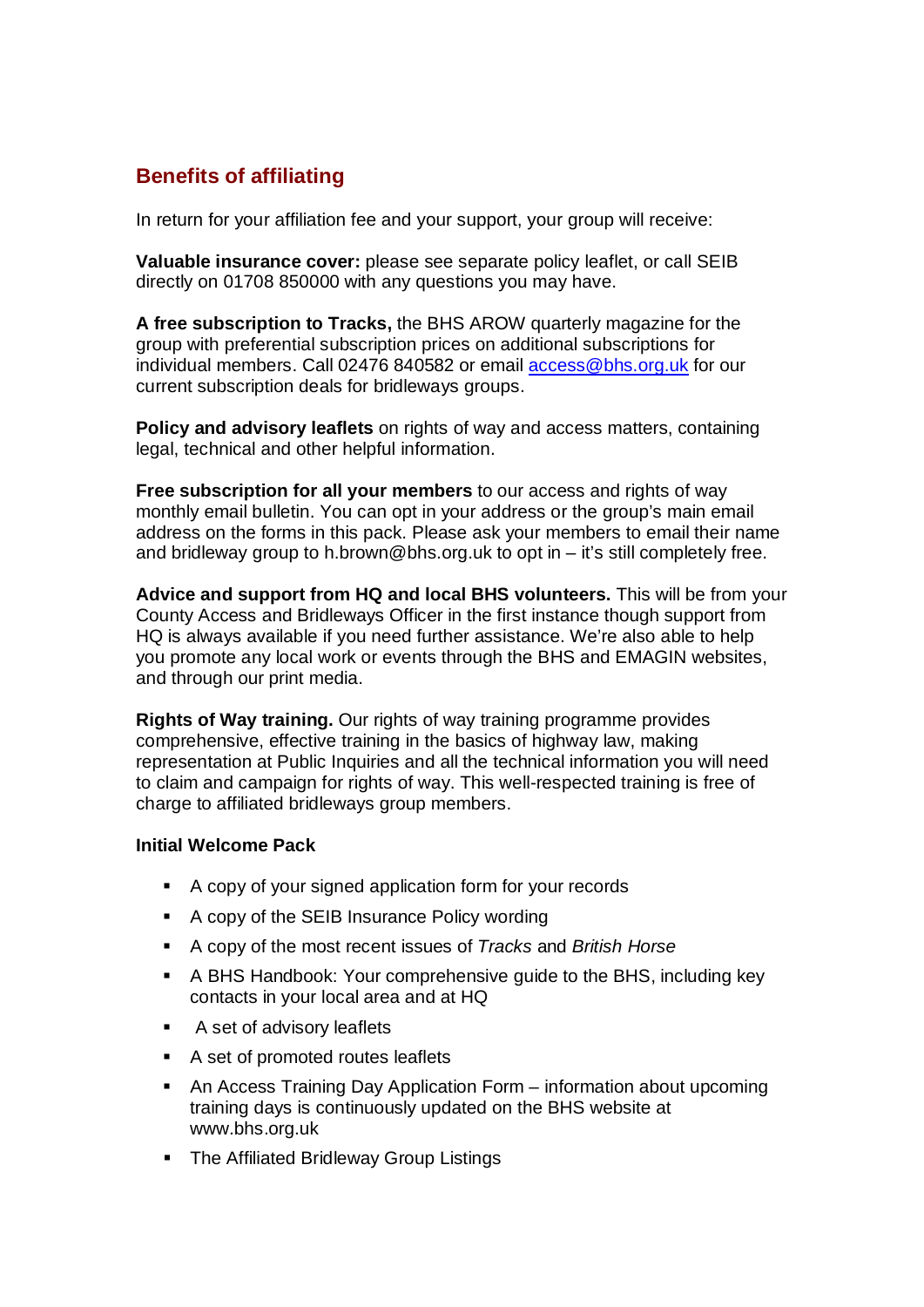## Benefits of affiliating

In return for your affiliation fee and your support, your group will receive:

**Valuable insurance cover:** please see separate policy leaflet, or call SEIB directly on 01708 850000 with any questions you may have.

**A free subscription to Tracks,** the BHS AROW quarterly magazine for the group with preferential subscription prices on additional subscriptions for individual members. Call 02476 840582 or email access@bhs.org.uk for our current subscription deals for bridleways groups.

**Policy and advisory leaflets** on rights of way and access matters, containing legal, technical and other helpful information.

**Free subscription for all your members** to our access and rights of way monthly email bulletin. You can opt in your address or the group's main email address on the forms in this pack. Please ask your members to email their name and bridleway group to h.brown@bhs.org.uk to opt in – it's still completely free.

**Advice and support from HQ and local BHS volunteers.** This will be from your County Access and Bridleways Officer in the first instance though support from HQ is always available if you need further assistance. We're also able to help you promote any local work or events through the BHS and EMAGIN websites, and through our print media.

**Rights of Way training.** Our rights of way training programme provides comprehensive, effective training in the basics of highway law, making representation at Public Inquiries and all the technical information you will need to claim and campaign for rights of way. This well-respected training is free of charge to affiliated bridleways group members.

**Initial Welcome Pack**

- A copy of your signed application form for your records
- A copy of the SEIB Insurance Policy wording
- A copy of the most recent issues of *Tracks* and *British Horse*
- A BHS Handbook: Your comprehensive guide to the BHS, including key contacts in your local area and at HQ
- A set of advisory leaflets
- A set of promoted routes leaflets
- An Access Training Day Application Form – information about upcoming training days is continuously updated on the BHS website at www.bhs.org.uk
- The Affiliated Bridleway Group Listings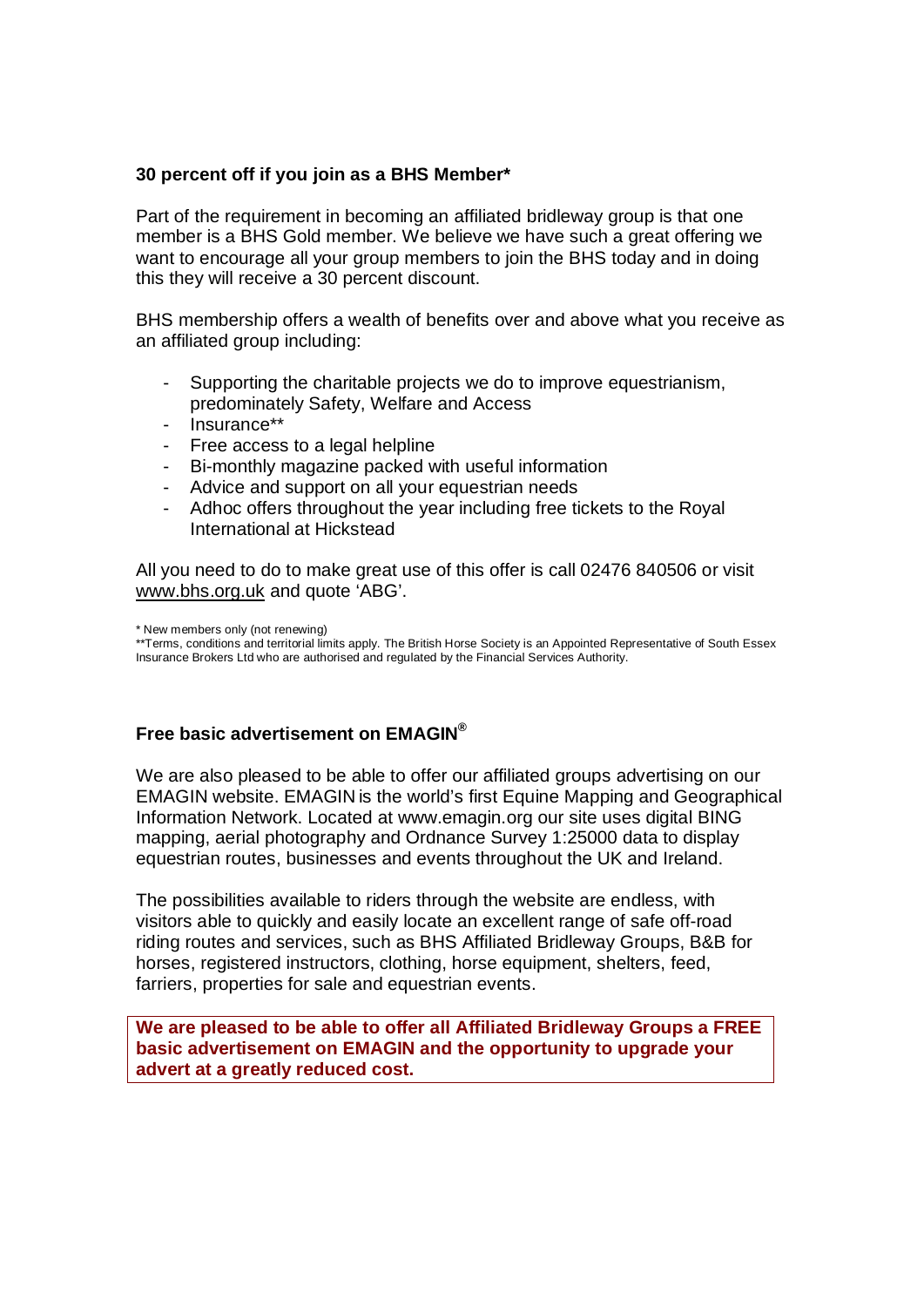**30 percent off if you join as a BHS Member***

Part of the requirement in becoming an affiliated bridleway group is that one member is a BHS Gold member. We believe we have such a great offering we want to encourage all your group members to join the BHS today and in doing this they will receive a 30 percent discount.

BHS membership offers a wealth of benefits over and above what you receive as an affiliated group including:

- Supporting the charitable projects we do to improve equestrianism, predominately Safety, Welfare and Access
- Insurance**
- Free access to a legal helpline
- Bi-monthly magazine packed with useful information
- Advice and support on all your equestrian needs
- Adhoc offers throughout the year including free tickets to the Royal International at Hickstead

All you need to do to make great use of this offer is call 02476 840506 or visit www.bhs.org.uk and quote 'ABG'.

\* New members only (not renewing)
**Terms, conditions and territorial limits apply. The British Horse Society is an Appointed Representative of South Essex Insurance Brokers Ltd who are authorised and regulated by the Financial Services Authority.

**Free basic advertisement on EMAGIN®**

We are also pleased to be able to offer our affiliated groups advertising on our EMAGIN website. EMAGIN is the world's first Equine Mapping and Geographical Information Network. Located at www.emagin.org our site uses digital BING mapping, aerial photography and Ordnance Survey 1:25000 data to display equestrian routes, businesses and events throughout the UK and Ireland.

The possibilities available to riders through the website are endless, with visitors able to quickly and easily locate an excellent range of safe off-road riding routes and services, such as BHS Affiliated Bridleway Groups, B&B for horses, registered instructors, clothing, horse equipment, shelters, feed, farriers, properties for sale and equestrian events.

**We are pleased to be able to offer all Affiliated Bridleway Groups a FREE basic advertisement on EMAGIN and the opportunity to upgrade your advert at a greatly reduced cost.**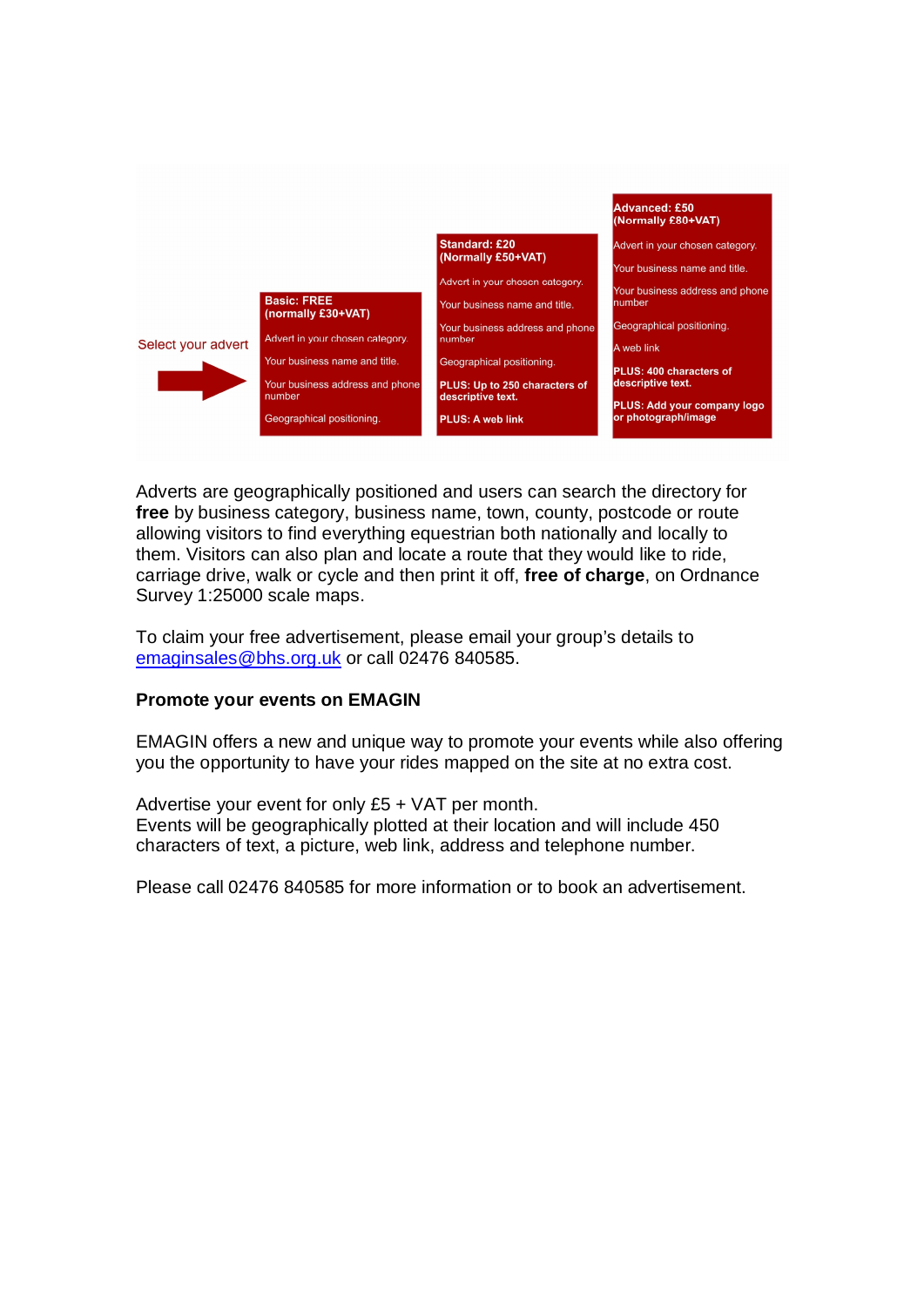Select your advert

| Basic: FREE (normally £30+VAT) | Standard: £20 (Normally £50+VAT) | Advanced: £50 (Normally £80+VAT) |
| --- | --- | --- |
| Advert in your chosen category. | Advert in your chosen category. | Advert in your chosen category. |
| Your business name and title. | Your business name and title. | Your business name and title. |
| Your business address and phone number | Your business address and phone number | Your business address and phone number |
| Geographical positioning. | Geographical positioning. | Geographical positioning. |
| | **PLUS: Up to 250 characters of descriptive text.** | A web link |
| | **PLUS: A web link** | **PLUS: 400 characters of descriptive text.** |
| | | **PLUS: Add your company logo or photograph/image** |

Adverts are geographically positioned and users can search the directory for **free** by business category, business name, town, county, postcode or route allowing visitors to find everything equestrian both nationally and locally to them. Visitors can also plan and locate a route that they would like to ride, carriage drive, walk or cycle and then print it off, **free of charge**, on Ordnance Survey 1:25000 scale maps.

To claim your free advertisement, please email your group's details to emaginsales@bhs.org.uk or call 02476 840585.

**Promote your events on EMAGIN**

EMAGIN offers a new and unique way to promote your events while also offering you the opportunity to have your rides mapped on the site at no extra cost.

Advertise your event for only £5 + VAT per month.
Events will be geographically plotted at their location and will include 450 characters of text, a picture, web link, address and telephone number.

Please call 02476 840585 for more information or to book an advertisement.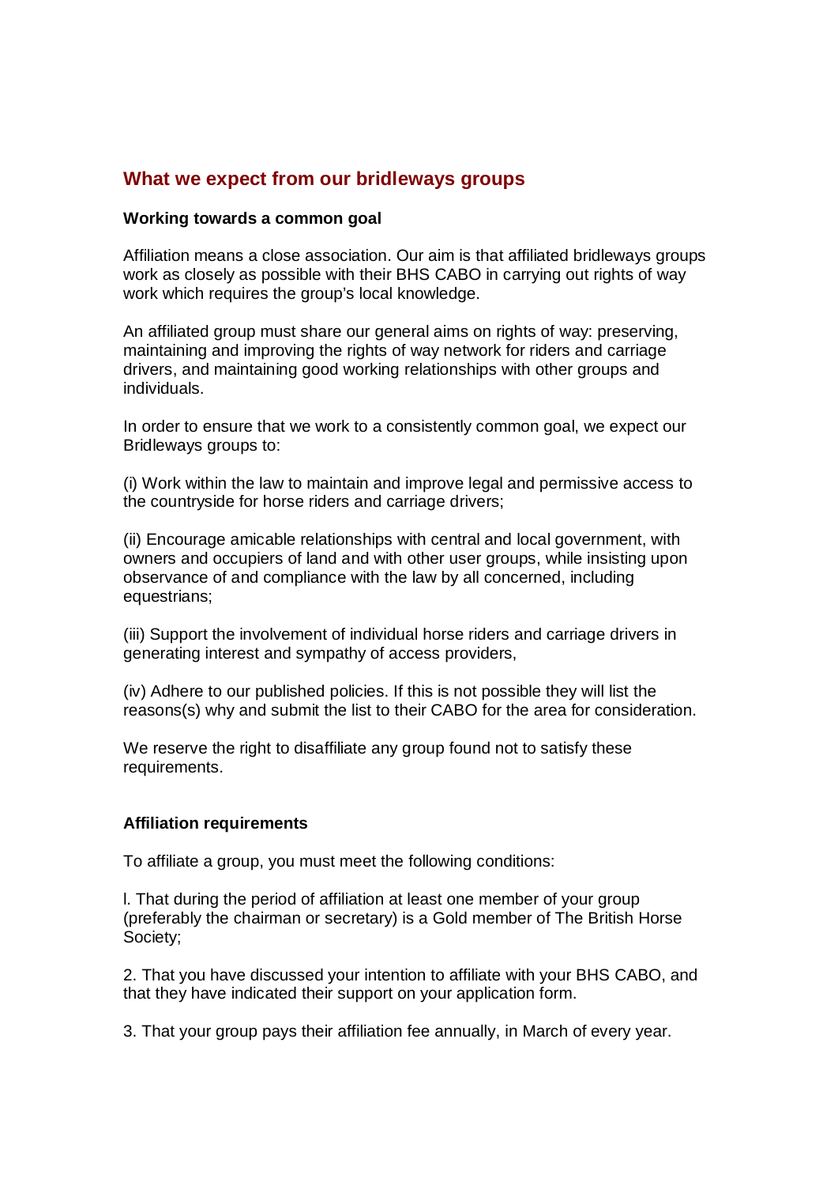## What we expect from our bridleways groups

**Working towards a common goal**

Affiliation means a close association. Our aim is that affiliated bridleways groups work as closely as possible with their BHS CABO in carrying out rights of way work which requires the group's local knowledge.

An affiliated group must share our general aims on rights of way: preserving, maintaining and improving the rights of way network for riders and carriage drivers, and maintaining good working relationships with other groups and individuals.

In order to ensure that we work to a consistently common goal, we expect our Bridleways groups to:

(i) Work within the law to maintain and improve legal and permissive access to the countryside for horse riders and carriage drivers;

(ii) Encourage amicable relationships with central and local government, with owners and occupiers of land and with other user groups, while insisting upon observance of and compliance with the law by all concerned, including equestrians;

(iii) Support the involvement of individual horse riders and carriage drivers in generating interest and sympathy of access providers,

(iv) Adhere to our published policies. If this is not possible they will list the reasons(s) why and submit the list to their CABO for the area for consideration.

We reserve the right to disaffiliate any group found not to satisfy these requirements.

**Affiliation requirements**

To affiliate a group, you must meet the following conditions:

l. That during the period of affiliation at least one member of your group (preferably the chairman or secretary) is a Gold member of The British Horse Society;

2. That you have discussed your intention to affiliate with your BHS CABO, and that they have indicated their support on your application form.

3. That your group pays their affiliation fee annually, in March of every year.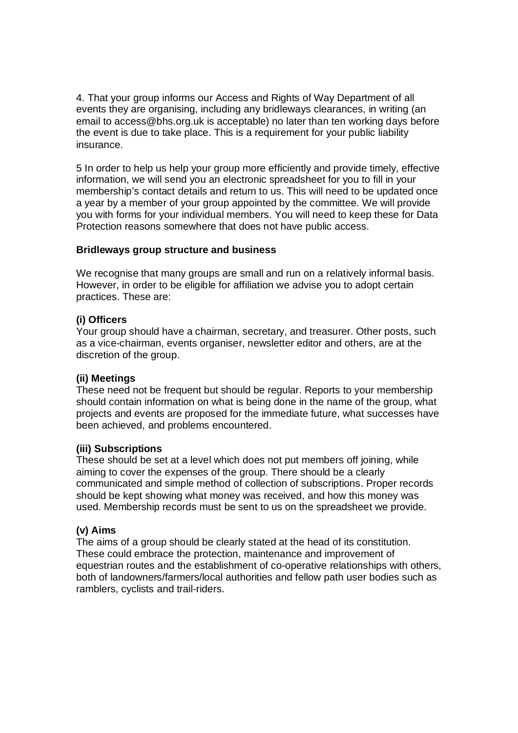4. That your group informs our Access and Rights of Way Department of all events they are organising, including any bridleways clearances, in writing (an email to access@bhs.org.uk is acceptable) no later than ten working days before the event is due to take place. This is a requirement for your public liability insurance.

5 In order to help us help your group more efficiently and provide timely, effective information, we will send you an electronic spreadsheet for you to fill in your membership's contact details and return to us. This will need to be updated once a year by a member of your group appointed by the committee. We will provide you with forms for your individual members. You will need to keep these for Data Protection reasons somewhere that does not have public access.

**Bridleways group structure and business**

We recognise that many groups are small and run on a relatively informal basis. However, in order to be eligible for affiliation we advise you to adopt certain practices. These are:

**(i) Officers**
Your group should have a chairman, secretary, and treasurer. Other posts, such as a vice-chairman, events organiser, newsletter editor and others, are at the discretion of the group.

**(ii) Meetings**
These need not be frequent but should be regular. Reports to your membership should contain information on what is being done in the name of the group, what projects and events are proposed for the immediate future, what successes have been achieved, and problems encountered.

**(iii) Subscriptions**
These should be set at a level which does not put members off joining, while aiming to cover the expenses of the group. There should be a clearly communicated and simple method of collection of subscriptions. Proper records should be kept showing what money was received, and how this money was used. Membership records must be sent to us on the spreadsheet we provide.

**(v) Aims**
The aims of a group should be clearly stated at the head of its constitution. These could embrace the protection, maintenance and improvement of equestrian routes and the establishment of co-operative relationships with others, both of landowners/farmers/local authorities and fellow path user bodies such as ramblers, cyclists and trail-riders.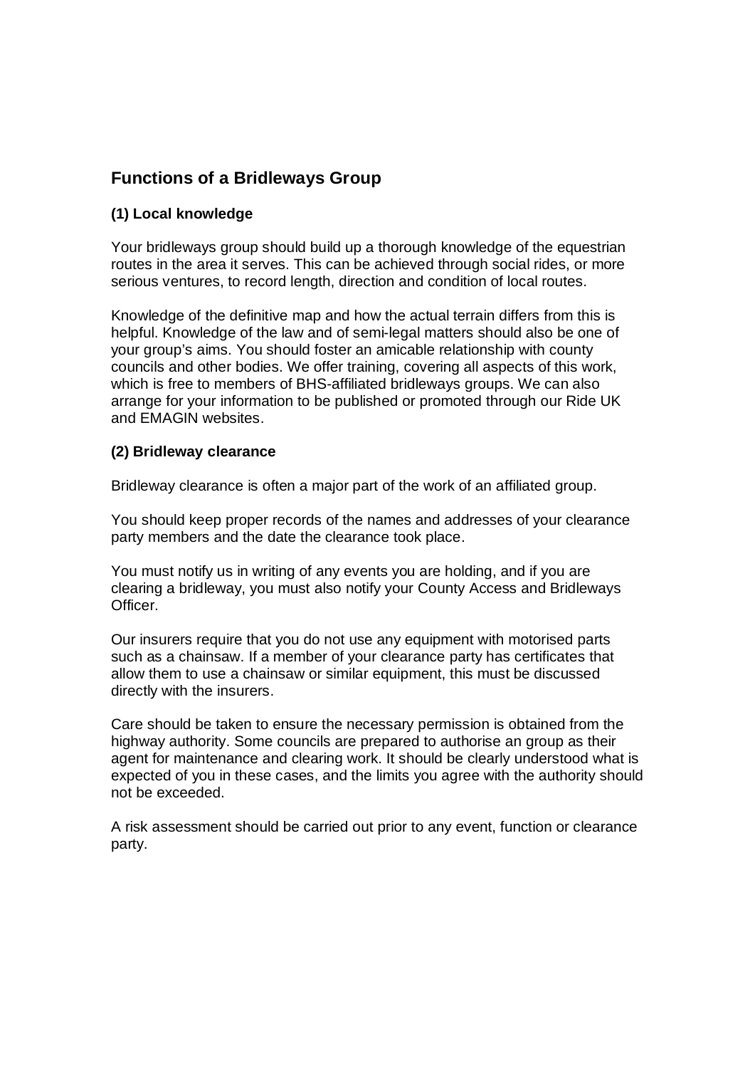## Functions of a Bridleways Group

### (1) Local knowledge

Your bridleways group should build up a thorough knowledge of the equestrian routes in the area it serves. This can be achieved through social rides, or more serious ventures, to record length, direction and condition of local routes.

Knowledge of the definitive map and how the actual terrain differs from this is helpful. Knowledge of the law and of semi-legal matters should also be one of your group's aims. You should foster an amicable relationship with county councils and other bodies. We offer training, covering all aspects of this work, which is free to members of BHS-affiliated bridleways groups. We can also arrange for your information to be published or promoted through our Ride UK and EMAGIN websites.

### (2) Bridleway clearance

Bridleway clearance is often a major part of the work of an affiliated group.

You should keep proper records of the names and addresses of your clearance party members and the date the clearance took place.

You must notify us in writing of any events you are holding, and if you are clearing a bridleway, you must also notify your County Access and Bridleways Officer.

Our insurers require that you do not use any equipment with motorised parts such as a chainsaw. If a member of your clearance party has certificates that allow them to use a chainsaw or similar equipment, this must be discussed directly with the insurers.

Care should be taken to ensure the necessary permission is obtained from the highway authority. Some councils are prepared to authorise an group as their agent for maintenance and clearing work. It should be clearly understood what is expected of you in these cases, and the limits you agree with the authority should not be exceeded.

A risk assessment should be carried out prior to any event, function or clearance party.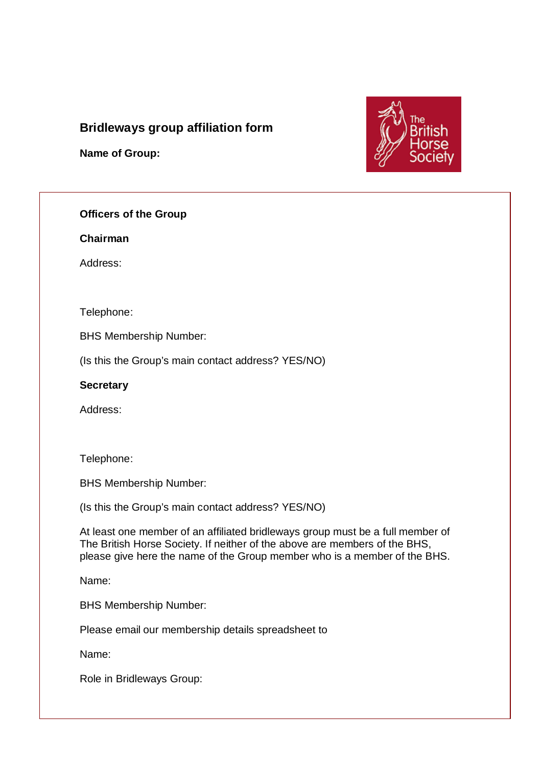## Bridleways group affiliation form

**Name of Group:**

**Officers of the Group**

**Chairman**

Address:

Telephone:

BHS Membership Number:

(Is this the Group's main contact address? YES/NO)

**Secretary**

Address:

Telephone:

BHS Membership Number:

(Is this the Group's main contact address? YES/NO)

At least one member of an affiliated bridleways group must be a full member of The British Horse Society. If neither of the above are members of the BHS, please give here the name of the Group member who is a member of the BHS.

Name:

BHS Membership Number:

Please email our membership details spreadsheet to

Name:

Role in Bridleways Group: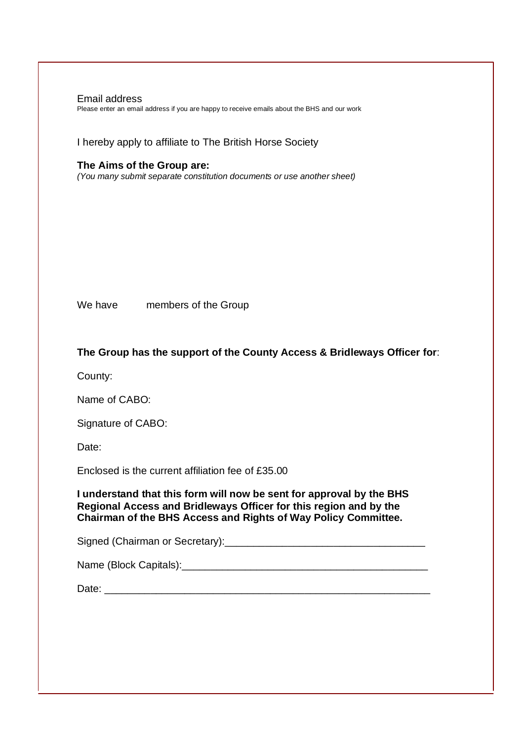Email address
Please enter an email address if you are happy to receive emails about the BHS and our work

I hereby apply to affiliate to The British Horse Society

**The Aims of the Group are:**
*(You many submit separate constitution documents or use another sheet)*

We have members of the Group

**The Group has the support of the County Access & Bridleways Officer for**:

County:

Name of CABO:

Signature of CABO:

Date:

Enclosed is the current affiliation fee of £35.00

**I understand that this form will now be sent for approval by the BHS Regional Access and Bridleways Officer for this region and by the Chairman of the BHS Access and Rights of Way Policy Committee.**

Signed (Chairman or Secretary):___________________________________

Name (Block Capitals):___________________________________________

Date: _________________________________________________________